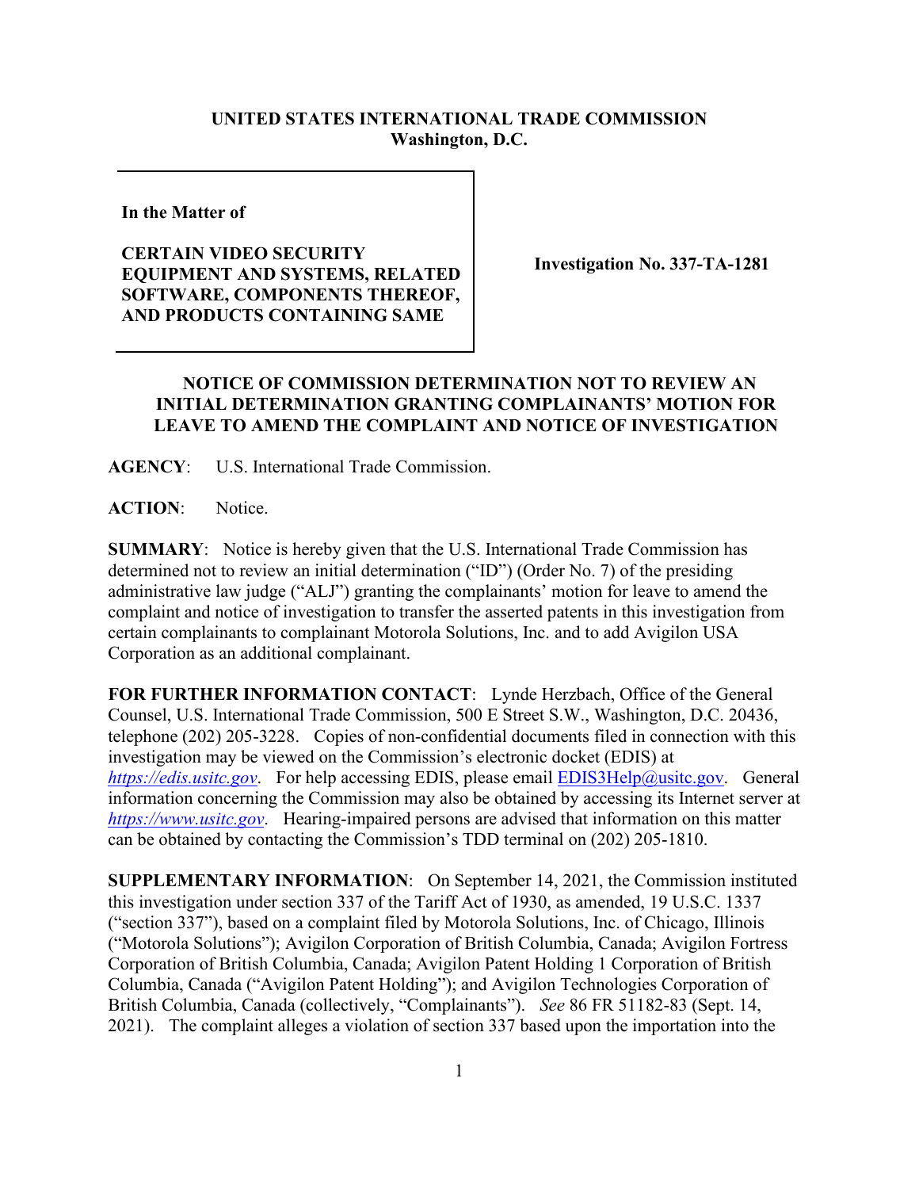**UNITED STATES INTERNATIONAL TRADE COMMISSION**
**Washington, D.C.**

| In the Matter of<br><br>**CERTAIN VIDEO SECURITY EQUIPMENT AND SYSTEMS, RELATED SOFTWARE, COMPONENTS THEREOF, AND PRODUCTS CONTAINING SAME** | **Investigation No. 337-TA-1281** |
|---|---|

**NOTICE OF COMMISSION DETERMINATION NOT TO REVIEW AN INITIAL DETERMINATION GRANTING COMPLAINANTS' MOTION FOR LEAVE TO AMEND THE COMPLAINT AND NOTICE OF INVESTIGATION**

**AGENCY**: U.S. International Trade Commission.

**ACTION**: Notice.

**SUMMARY**: Notice is hereby given that the U.S. International Trade Commission has determined not to review an initial determination ("ID") (Order No. 7) of the presiding administrative law judge ("ALJ") granting the complainants' motion for leave to amend the complaint and notice of investigation to transfer the asserted patents in this investigation from certain complainants to complainant Motorola Solutions, Inc. and to add Avigilon USA Corporation as an additional complainant.

**FOR FURTHER INFORMATION CONTACT**: Lynde Herzbach, Office of the General Counsel, U.S. International Trade Commission, 500 E Street S.W., Washington, D.C. 20436, telephone (202) 205-3228. Copies of non-confidential documents filed in connection with this investigation may be viewed on the Commission's electronic docket (EDIS) at *https://edis.usitc.gov*. For help accessing EDIS, please email EDIS3Help@usitc.gov. General information concerning the Commission may also be obtained by accessing its Internet server at *https://www.usitc.gov*. Hearing-impaired persons are advised that information on this matter can be obtained by contacting the Commission's TDD terminal on (202) 205-1810.

**SUPPLEMENTARY INFORMATION**: On September 14, 2021, the Commission instituted this investigation under section 337 of the Tariff Act of 1930, as amended, 19 U.S.C. 1337 ("section 337"), based on a complaint filed by Motorola Solutions, Inc. of Chicago, Illinois ("Motorola Solutions"); Avigilon Corporation of British Columbia, Canada; Avigilon Fortress Corporation of British Columbia, Canada; Avigilon Patent Holding 1 Corporation of British Columbia, Canada ("Avigilon Patent Holding"); and Avigilon Technologies Corporation of British Columbia, Canada (collectively, "Complainants"). *See* 86 FR 51182-83 (Sept. 14, 2021). The complaint alleges a violation of section 337 based upon the importation into the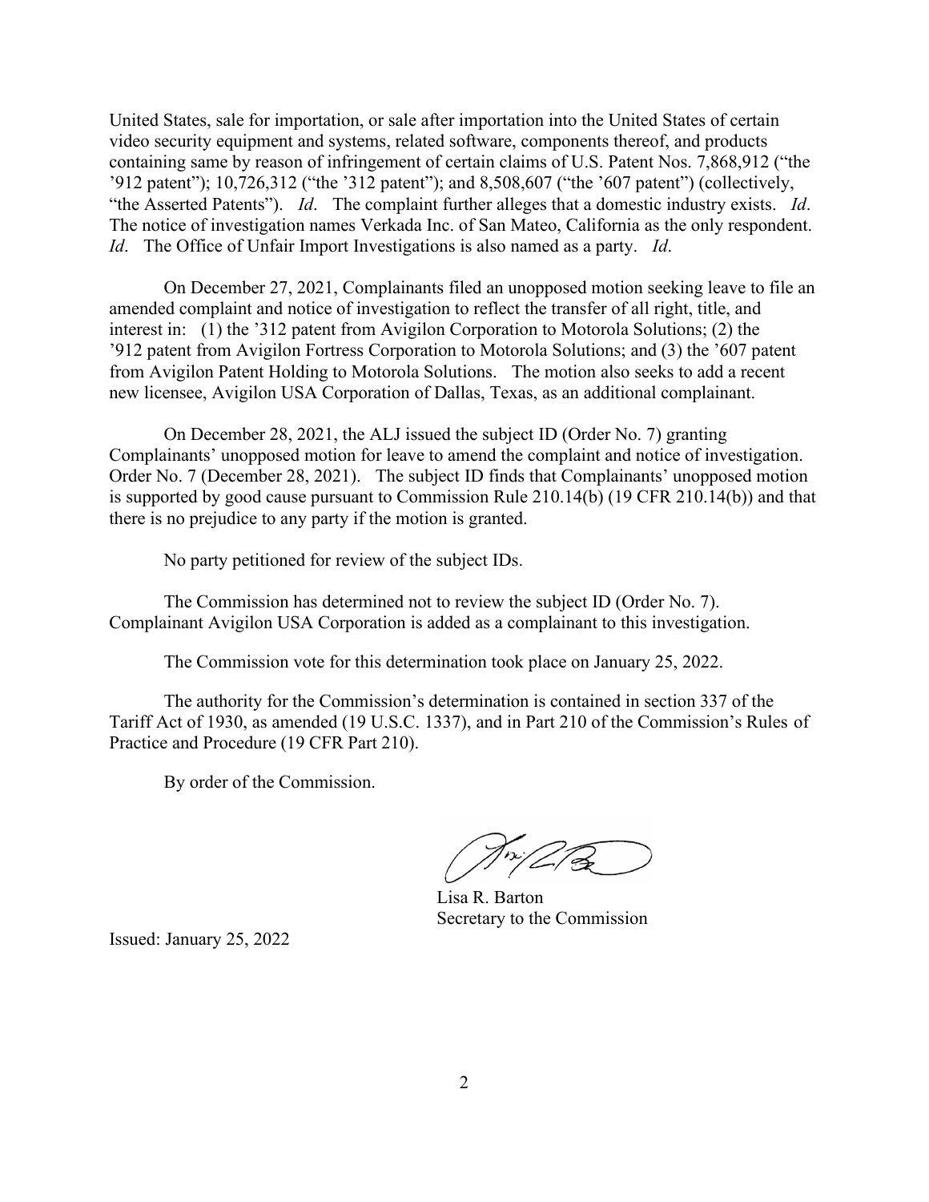United States, sale for importation, or sale after importation into the United States of certain video security equipment and systems, related software, components thereof, and products containing same by reason of infringement of certain claims of U.S. Patent Nos. 7,868,912 ("the '912 patent"); 10,726,312 ("the '312 patent"); and 8,508,607 ("the '607 patent") (collectively, "the Asserted Patents"). *Id*. The complaint further alleges that a domestic industry exists. *Id*. The notice of investigation names Verkada Inc. of San Mateo, California as the only respondent. *Id*. The Office of Unfair Import Investigations is also named as a party. *Id*.

On December 27, 2021, Complainants filed an unopposed motion seeking leave to file an amended complaint and notice of investigation to reflect the transfer of all right, title, and interest in: (1) the '312 patent from Avigilon Corporation to Motorola Solutions; (2) the '912 patent from Avigilon Fortress Corporation to Motorola Solutions; and (3) the '607 patent from Avigilon Patent Holding to Motorola Solutions. The motion also seeks to add a recent new licensee, Avigilon USA Corporation of Dallas, Texas, as an additional complainant.

On December 28, 2021, the ALJ issued the subject ID (Order No. 7) granting Complainants' unopposed motion for leave to amend the complaint and notice of investigation. Order No. 7 (December 28, 2021). The subject ID finds that Complainants' unopposed motion is supported by good cause pursuant to Commission Rule 210.14(b) (19 CFR 210.14(b)) and that there is no prejudice to any party if the motion is granted.

No party petitioned for review of the subject IDs.

The Commission has determined not to review the subject ID (Order No. 7). Complainant Avigilon USA Corporation is added as a complainant to this investigation.

The Commission vote for this determination took place on January 25, 2022.

The authority for the Commission's determination is contained in section 337 of the Tariff Act of 1930, as amended (19 U.S.C. 1337), and in Part 210 of the Commission's Rules of Practice and Procedure (19 CFR Part 210).

By order of the Commission.

Lisa R. Barton
Secretary to the Commission

Issued: January 25, 2022